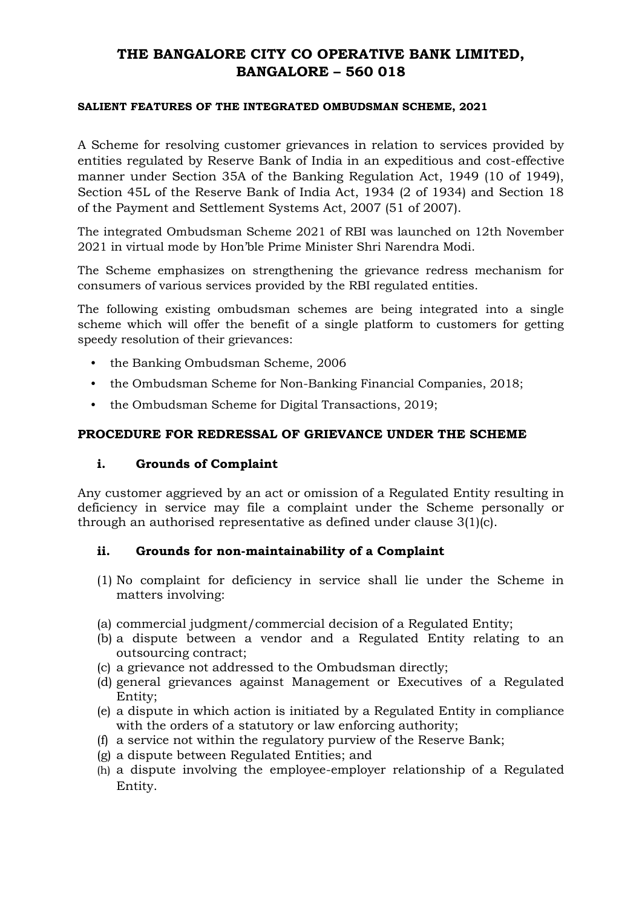# THE BANGALORE CITY CO OPERATIVE BANK LIMITED, BANGALORE – 560 018

#### SALIENT FEATURES OF THE INTEGRATED OMBUDSMAN SCHEME, 2021

A Scheme for resolving customer grievances in relation to services provided by entities regulated by Reserve Bank of India in an expeditious and cost-effective manner under Section 35A of the Banking Regulation Act, 1949 (10 of 1949), Section 45L of the Reserve Bank of India Act, 1934 (2 of 1934) and Section 18 of the Payment and Settlement Systems Act, 2007 (51 of 2007).

The integrated Ombudsman Scheme 2021 of RBI was launched on 12th November 2021 in virtual mode by Hon'ble Prime Minister Shri Narendra Modi.

The Scheme emphasizes on strengthening the grievance redress mechanism for consumers of various services provided by the RBI regulated entities.

The following existing ombudsman schemes are being integrated into a single scheme which will offer the benefit of a single platform to customers for getting speedy resolution of their grievances:

- the Banking Ombudsman Scheme, 2006
- the Ombudsman Scheme for Non-Banking Financial Companies, 2018;
- the Ombudsman Scheme for Digital Transactions, 2019;

## PROCEDURE FOR REDRESSAL OF GRIEVANCE UNDER THE SCHEME

### i. Grounds of Complaint

Any customer aggrieved by an act or omission of a Regulated Entity resulting in deficiency in service may file a complaint under the Scheme personally or through an authorised representative as defined under clause 3(1)(c).

### ii. Grounds for non-maintainability of a Complaint

(1) No complaint for deficiency in service shall lie under the Scheme in matters involving:

(a) commercial judgment/commercial decision of a Regulated Entity;
(b) a dispute between a vendor and a Regulated Entity relating to an outsourcing contract;
(c) a grievance not addressed to the Ombudsman directly;
(d) general grievances against Management or Executives of a Regulated Entity;
(e) a dispute in which action is initiated by a Regulated Entity in compliance with the orders of a statutory or law enforcing authority;
(f) a service not within the regulatory purview of the Reserve Bank;
(g) a dispute between Regulated Entities; and
(h) a dispute involving the employee-employer relationship of a Regulated Entity.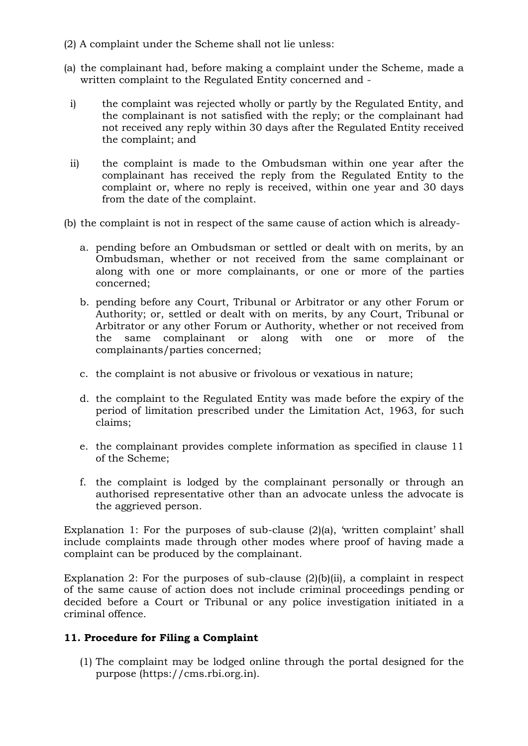(2) A complaint under the Scheme shall not lie unless:

(a) the complainant had, before making a complaint under the Scheme, made a written complaint to the Regulated Entity concerned and -

i) the complaint was rejected wholly or partly by the Regulated Entity, and the complainant is not satisfied with the reply; or the complainant had not received any reply within 30 days after the Regulated Entity received the complaint; and

ii) the complaint is made to the Ombudsman within one year after the complainant has received the reply from the Regulated Entity to the complaint or, where no reply is received, within one year and 30 days from the date of the complaint.

(b) the complaint is not in respect of the same cause of action which is already-

a. pending before an Ombudsman or settled or dealt with on merits, by an Ombudsman, whether or not received from the same complainant or along with one or more complainants, or one or more of the parties concerned;

b. pending before any Court, Tribunal or Arbitrator or any other Forum or Authority; or, settled or dealt with on merits, by any Court, Tribunal or Arbitrator or any other Forum or Authority, whether or not received from the same complainant or along with one or more of the complainants/parties concerned;

c. the complaint is not abusive or frivolous or vexatious in nature;

d. the complaint to the Regulated Entity was made before the expiry of the period of limitation prescribed under the Limitation Act, 1963, for such claims;

e. the complainant provides complete information as specified in clause 11 of the Scheme;

f. the complaint is lodged by the complainant personally or through an authorised representative other than an advocate unless the advocate is the aggrieved person.

Explanation 1: For the purposes of sub-clause (2)(a), 'written complaint' shall include complaints made through other modes where proof of having made a complaint can be produced by the complainant.

Explanation 2: For the purposes of sub-clause (2)(b)(ii), a complaint in respect of the same cause of action does not include criminal proceedings pending or decided before a Court or Tribunal or any police investigation initiated in a criminal offence.

### 11. Procedure for Filing a Complaint

(1) The complaint may be lodged online through the portal designed for the purpose (https://cms.rbi.org.in).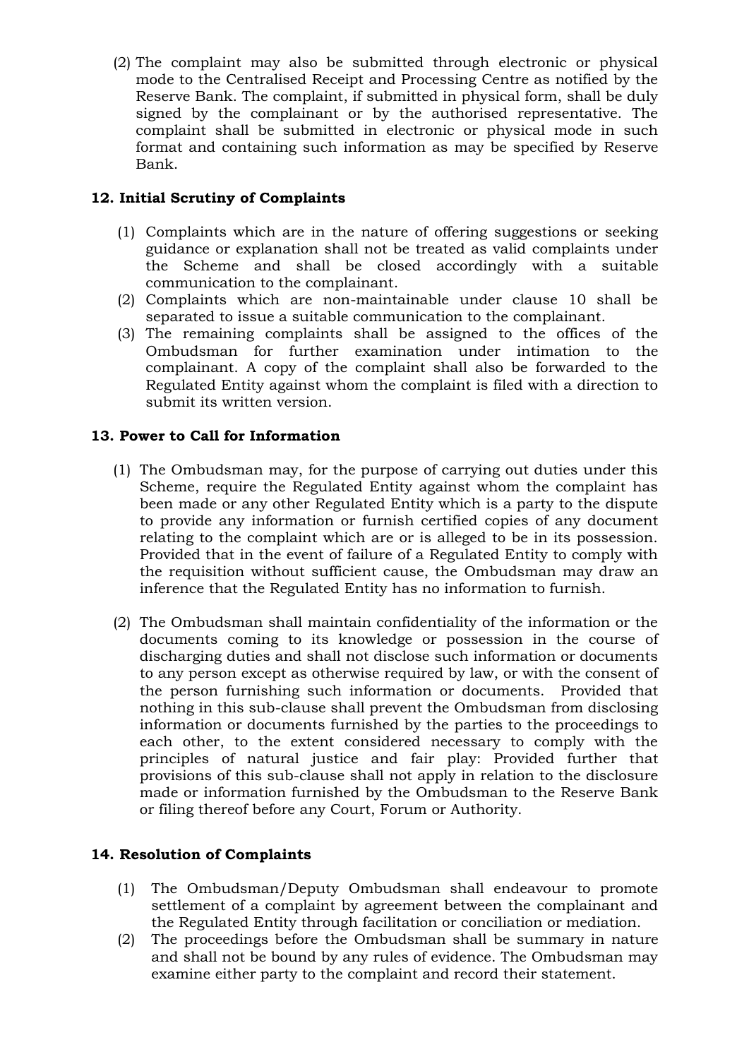(2) The complaint may also be submitted through electronic or physical mode to the Centralised Receipt and Processing Centre as notified by the Reserve Bank. The complaint, if submitted in physical form, shall be duly signed by the complainant or by the authorised representative. The complaint shall be submitted in electronic or physical mode in such format and containing such information as may be specified by Reserve Bank.

**12. Initial Scrutiny of Complaints**

(1) Complaints which are in the nature of offering suggestions or seeking guidance or explanation shall not be treated as valid complaints under the Scheme and shall be closed accordingly with a suitable communication to the complainant.

(2) Complaints which are non-maintainable under clause 10 shall be separated to issue a suitable communication to the complainant.

(3) The remaining complaints shall be assigned to the offices of the Ombudsman for further examination under intimation to the complainant. A copy of the complaint shall also be forwarded to the Regulated Entity against whom the complaint is filed with a direction to submit its written version.

**13. Power to Call for Information**

(1) The Ombudsman may, for the purpose of carrying out duties under this Scheme, require the Regulated Entity against whom the complaint has been made or any other Regulated Entity which is a party to the dispute to provide any information or furnish certified copies of any document relating to the complaint which are or is alleged to be in its possession. Provided that in the event of failure of a Regulated Entity to comply with the requisition without sufficient cause, the Ombudsman may draw an inference that the Regulated Entity has no information to furnish.

(2) The Ombudsman shall maintain confidentiality of the information or the documents coming to its knowledge or possession in the course of discharging duties and shall not disclose such information or documents to any person except as otherwise required by law, or with the consent of the person furnishing such information or documents. Provided that nothing in this sub-clause shall prevent the Ombudsman from disclosing information or documents furnished by the parties to the proceedings to each other, to the extent considered necessary to comply with the principles of natural justice and fair play: Provided further that provisions of this sub-clause shall not apply in relation to the disclosure made or information furnished by the Ombudsman to the Reserve Bank or filing thereof before any Court, Forum or Authority.

**14. Resolution of Complaints**

(1) The Ombudsman/Deputy Ombudsman shall endeavour to promote settlement of a complaint by agreement between the complainant and the Regulated Entity through facilitation or conciliation or mediation.

(2) The proceedings before the Ombudsman shall be summary in nature and shall not be bound by any rules of evidence. The Ombudsman may examine either party to the complaint and record their statement.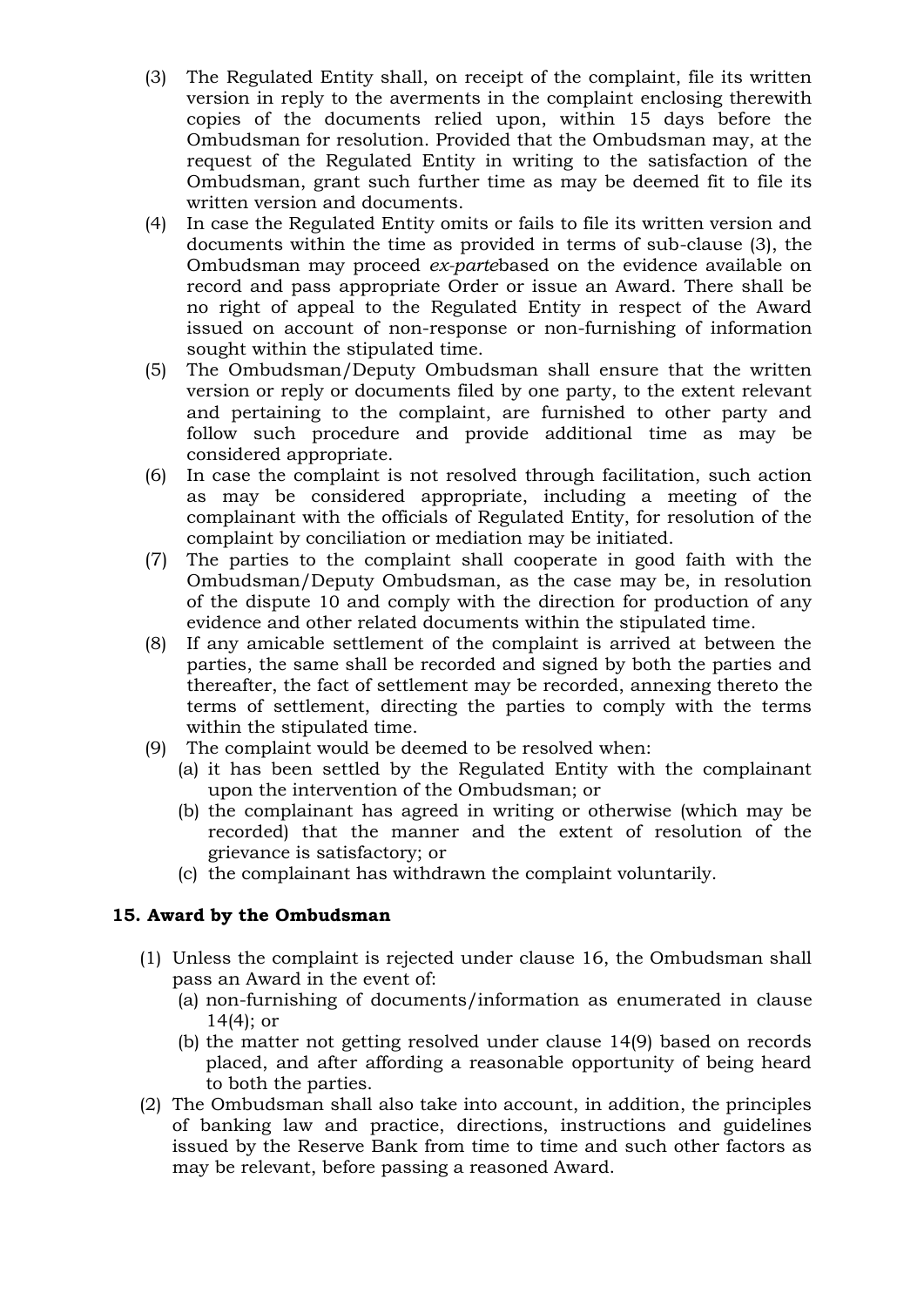(3) The Regulated Entity shall, on receipt of the complaint, file its written version in reply to the averments in the complaint enclosing therewith copies of the documents relied upon, within 15 days before the Ombudsman for resolution. Provided that the Ombudsman may, at the request of the Regulated Entity in writing to the satisfaction of the Ombudsman, grant such further time as may be deemed fit to file its written version and documents.

(4) In case the Regulated Entity omits or fails to file its written version and documents within the time as provided in terms of sub-clause (3), the Ombudsman may proceed *ex-parte*based on the evidence available on record and pass appropriate Order or issue an Award. There shall be no right of appeal to the Regulated Entity in respect of the Award issued on account of non-response or non-furnishing of information sought within the stipulated time.

(5) The Ombudsman/Deputy Ombudsman shall ensure that the written version or reply or documents filed by one party, to the extent relevant and pertaining to the complaint, are furnished to other party and follow such procedure and provide additional time as may be considered appropriate.

(6) In case the complaint is not resolved through facilitation, such action as may be considered appropriate, including a meeting of the complainant with the officials of Regulated Entity, for resolution of the complaint by conciliation or mediation may be initiated.

(7) The parties to the complaint shall cooperate in good faith with the Ombudsman/Deputy Ombudsman, as the case may be, in resolution of the dispute 10 and comply with the direction for production of any evidence and other related documents within the stipulated time.

(8) If any amicable settlement of the complaint is arrived at between the parties, the same shall be recorded and signed by both the parties and thereafter, the fact of settlement may be recorded, annexing thereto the terms of settlement, directing the parties to comply with the terms within the stipulated time.

(9) The complaint would be deemed to be resolved when:
   (a) it has been settled by the Regulated Entity with the complainant upon the intervention of the Ombudsman; or
   (b) the complainant has agreed in writing or otherwise (which may be recorded) that the manner and the extent of resolution of the grievance is satisfactory; or
   (c) the complainant has withdrawn the complaint voluntarily.

**15. Award by the Ombudsman**

(1) Unless the complaint is rejected under clause 16, the Ombudsman shall pass an Award in the event of:
   (a) non-furnishing of documents/information as enumerated in clause 14(4); or
   (b) the matter not getting resolved under clause 14(9) based on records placed, and after affording a reasonable opportunity of being heard to both the parties.

(2) The Ombudsman shall also take into account, in addition, the principles of banking law and practice, directions, instructions and guidelines issued by the Reserve Bank from time to time and such other factors as may be relevant, before passing a reasoned Award.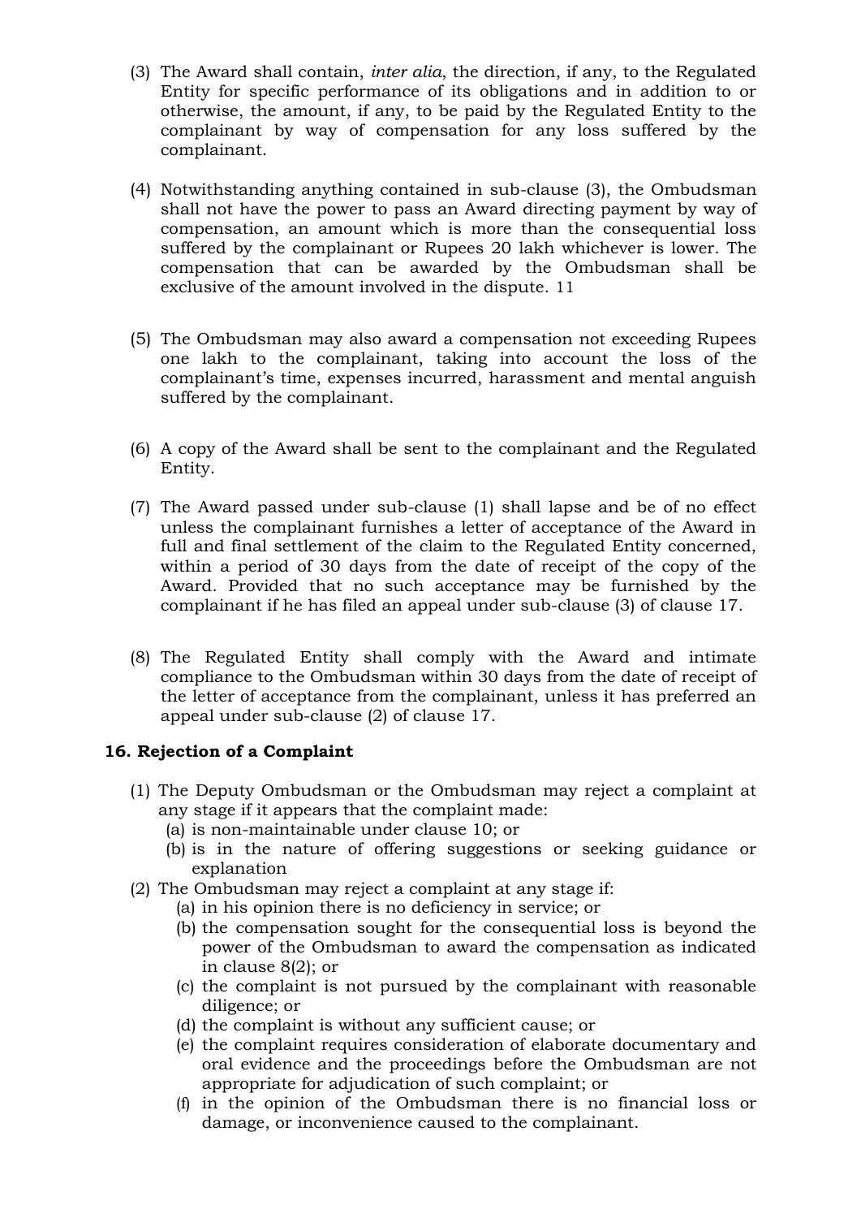(3) The Award shall contain, *inter alia*, the direction, if any, to the Regulated Entity for specific performance of its obligations and in addition to or otherwise, the amount, if any, to be paid by the Regulated Entity to the complainant by way of compensation for any loss suffered by the complainant.

(4) Notwithstanding anything contained in sub-clause (3), the Ombudsman shall not have the power to pass an Award directing payment by way of compensation, an amount which is more than the consequential loss suffered by the complainant or Rupees 20 lakh whichever is lower. The compensation that can be awarded by the Ombudsman shall be exclusive of the amount involved in the dispute. 11

(5) The Ombudsman may also award a compensation not exceeding Rupees one lakh to the complainant, taking into account the loss of the complainant's time, expenses incurred, harassment and mental anguish suffered by the complainant.

(6) A copy of the Award shall be sent to the complainant and the Regulated Entity.

(7) The Award passed under sub-clause (1) shall lapse and be of no effect unless the complainant furnishes a letter of acceptance of the Award in full and final settlement of the claim to the Regulated Entity concerned, within a period of 30 days from the date of receipt of the copy of the Award. Provided that no such acceptance may be furnished by the complainant if he has filed an appeal under sub-clause (3) of clause 17.

(8) The Regulated Entity shall comply with the Award and intimate compliance to the Ombudsman within 30 days from the date of receipt of the letter of acceptance from the complainant, unless it has preferred an appeal under sub-clause (2) of clause 17.

**16. Rejection of a Complaint**

(1) The Deputy Ombudsman or the Ombudsman may reject a complaint at any stage if it appears that the complaint made:
   (a) is non-maintainable under clause 10; or
   (b) is in the nature of offering suggestions or seeking guidance or explanation

(2) The Ombudsman may reject a complaint at any stage if:
   (a) in his opinion there is no deficiency in service; or
   (b) the compensation sought for the consequential loss is beyond the power of the Ombudsman to award the compensation as indicated in clause 8(2); or
   (c) the complaint is not pursued by the complainant with reasonable diligence; or
   (d) the complaint is without any sufficient cause; or
   (e) the complaint requires consideration of elaborate documentary and oral evidence and the proceedings before the Ombudsman are not appropriate for adjudication of such complaint; or
   (f) in the opinion of the Ombudsman there is no financial loss or damage, or inconvenience caused to the complainant.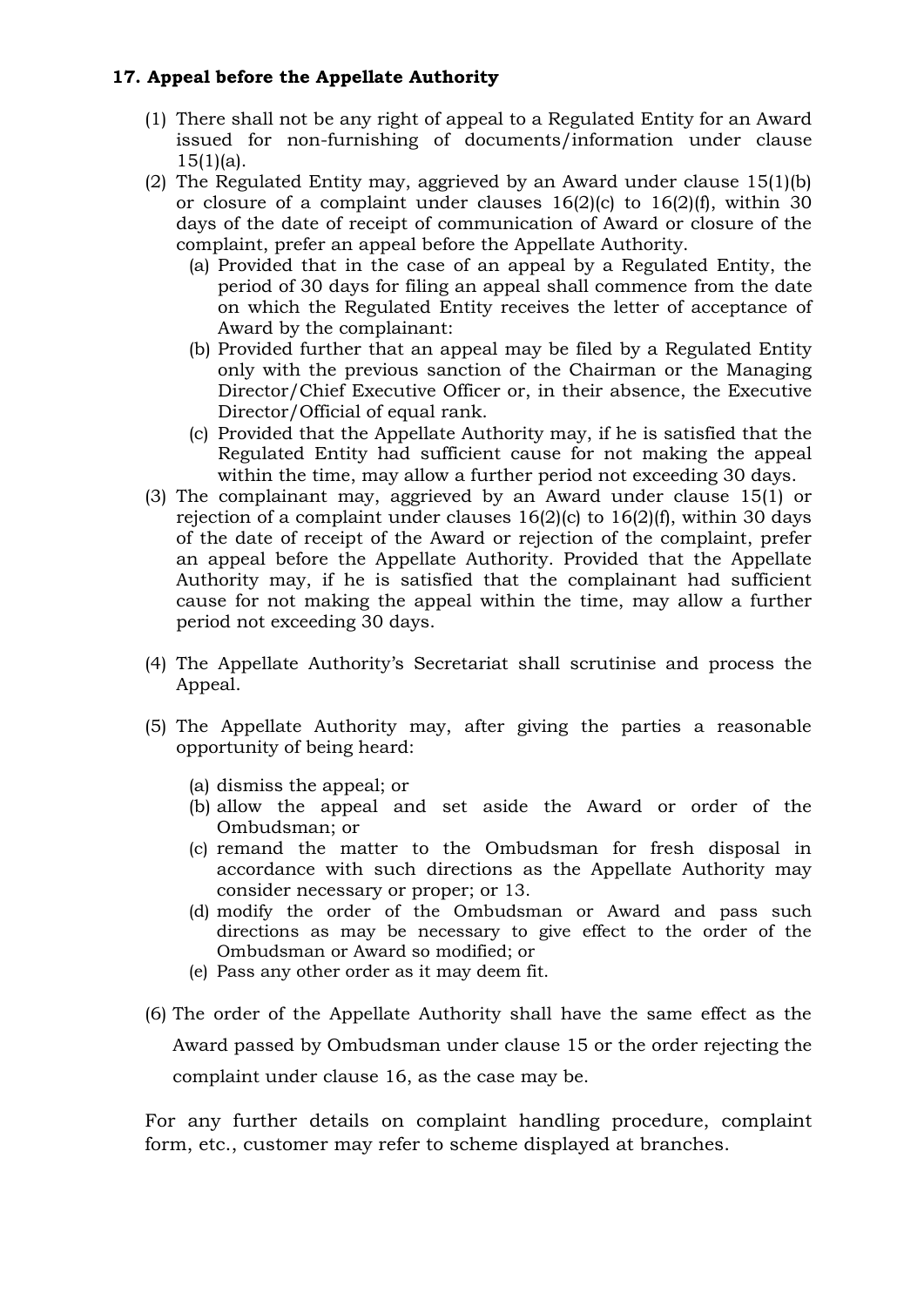**17. Appeal before the Appellate Authority**

(1) There shall not be any right of appeal to a Regulated Entity for an Award issued for non-furnishing of documents/information under clause 15(1)(a).

(2) The Regulated Entity may, aggrieved by an Award under clause 15(1)(b) or closure of a complaint under clauses 16(2)(c) to 16(2)(f), within 30 days of the date of receipt of communication of Award or closure of the complaint, prefer an appeal before the Appellate Authority.

   (a) Provided that in the case of an appeal by a Regulated Entity, the period of 30 days for filing an appeal shall commence from the date on which the Regulated Entity receives the letter of acceptance of Award by the complainant:

   (b) Provided further that an appeal may be filed by a Regulated Entity only with the previous sanction of the Chairman or the Managing Director/Chief Executive Officer or, in their absence, the Executive Director/Official of equal rank.

   (c) Provided that the Appellate Authority may, if he is satisfied that the Regulated Entity had sufficient cause for not making the appeal within the time, may allow a further period not exceeding 30 days.

(3) The complainant may, aggrieved by an Award under clause 15(1) or rejection of a complaint under clauses 16(2)(c) to 16(2)(f), within 30 days of the date of receipt of the Award or rejection of the complaint, prefer an appeal before the Appellate Authority. Provided that the Appellate Authority may, if he is satisfied that the complainant had sufficient cause for not making the appeal within the time, may allow a further period not exceeding 30 days.

(4) The Appellate Authority's Secretariat shall scrutinise and process the Appeal.

(5) The Appellate Authority may, after giving the parties a reasonable opportunity of being heard:

   (a) dismiss the appeal; or
   (b) allow the appeal and set aside the Award or order of the Ombudsman; or
   (c) remand the matter to the Ombudsman for fresh disposal in accordance with such directions as the Appellate Authority may consider necessary or proper; or 13.
   (d) modify the order of the Ombudsman or Award and pass such directions as may be necessary to give effect to the order of the Ombudsman or Award so modified; or
   (e) Pass any other order as it may deem fit.

(6) The order of the Appellate Authority shall have the same effect as the Award passed by Ombudsman under clause 15 or the order rejecting the complaint under clause 16, as the case may be.

For any further details on complaint handling procedure, complaint form, etc., customer may refer to scheme displayed at branches.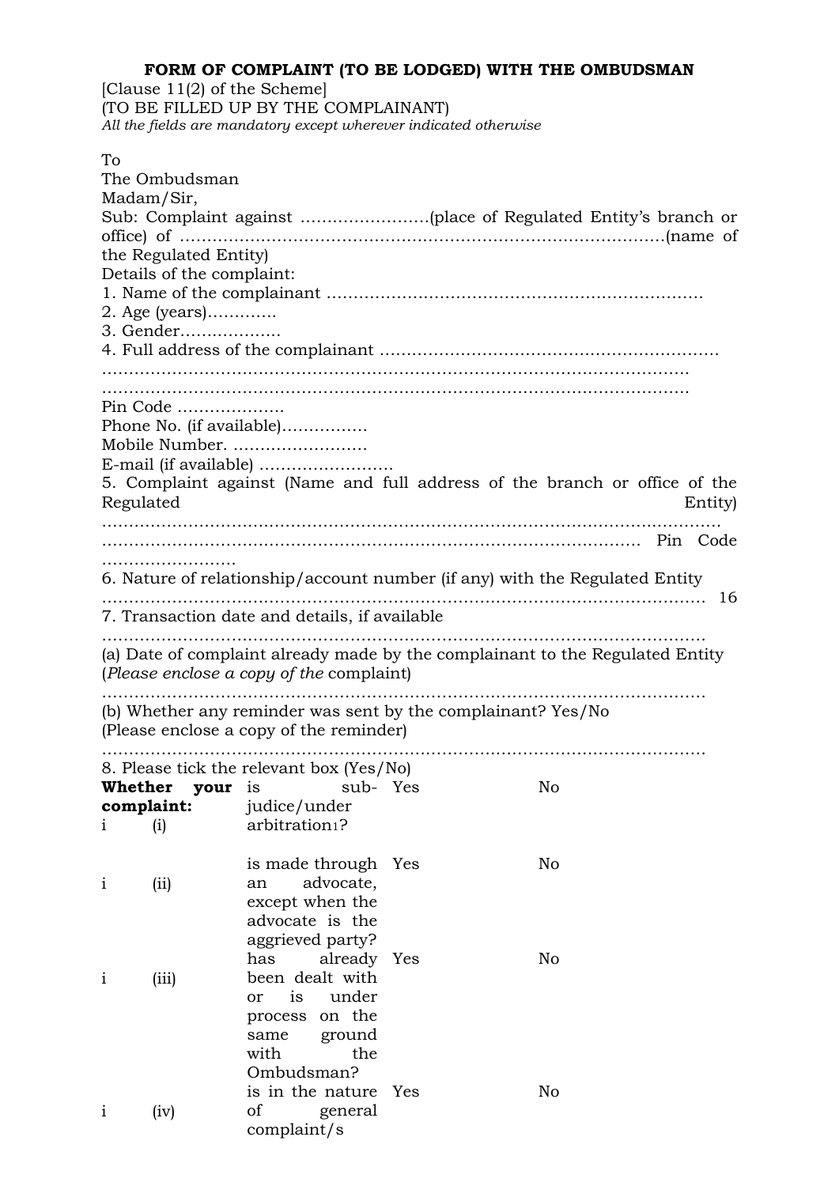**FORM OF COMPLAINT (TO BE LODGED) WITH THE OMBUDSMAN**

[Clause 11(2) of the Scheme]

(TO BE FILLED UP BY THE COMPLAINANT)

*All the fields are mandatory except wherever indicated otherwise*

To

The Ombudsman

Madam/Sir,

Sub: Complaint against ……………………(place of Regulated Entity's branch or office) of ………………………………………………………………………………(name of the Regulated Entity)

Details of the complaint:

1. Name of the complainant ……………………………………………………………
2. Age (years)…………
3. Gender……………….
4. Full address of the complainant ………………………………………………………

…………………………………………………………………………………………………

…………………………………………………………………………………………………

Pin Code ………………..

Phone No. (if available)…………….

Mobile Number. …………………….

E-mail (if available) …………………….

5. Complaint against (Name and full address of the branch or office of the Regulated Entity)

……………………………………………………………………………………………………

………………………………………………………………………………………… Pin Code

…………………….

6. Nature of relationship/account number (if any) with the Regulated Entity

…………………………………………………………………………………………………… 16

7. Transaction date and details, if available

……………………………………………………………………………………………………

(a) Date of complaint already made by the complainant to the Regulated Entity (*Please enclose a copy of the* complaint)

……………………………………………………………………………………………………

(b) Whether any reminder was sent by the complainant? Yes/No

(Please enclose a copy of the reminder)

……………………………………………………………………………………………………

8. Please tick the relevant box (Yes/No)

| **Whether your complaint:** | | | |
|---|---|---|---|
| i (i) | is sub-judice/under arbitration[1]? | Yes | No |
| i (ii) | is made through an advocate, except when the advocate is the aggrieved party? | Yes | No |
| i (iii) | has already been dealt with or is under process on the same ground with the Ombudsman? | Yes | No |
| i (iv) | is in the nature of general complaint/s | Yes | No |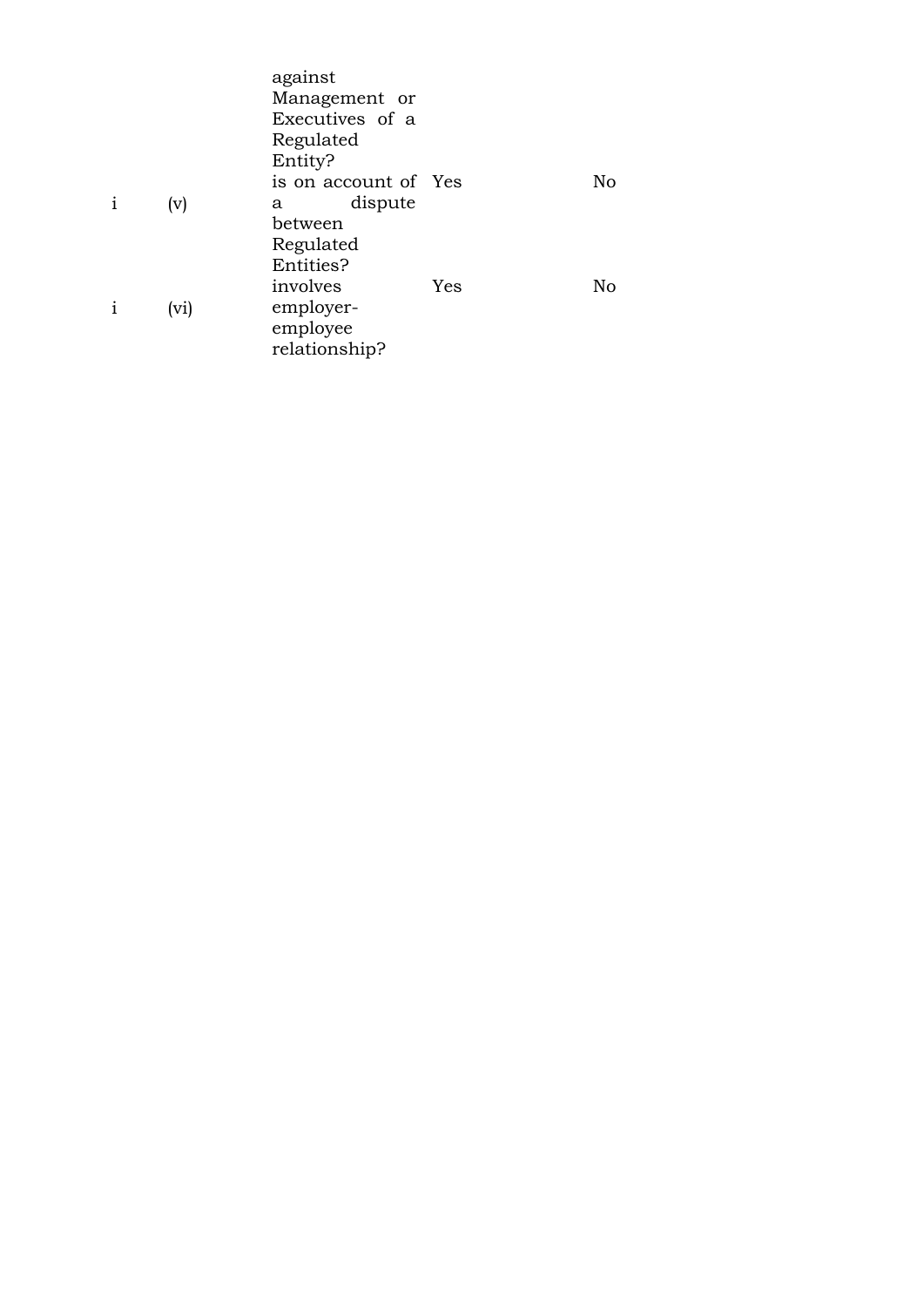| | | | | |
|---|---|---|---|---|
| | | against Management or Executives of a Regulated Entity? | | |
| i | (v) | is on account of a dispute between Regulated Entities? | Yes | No |
| i | (vi) | involves employer-employee relationship? | Yes | No |